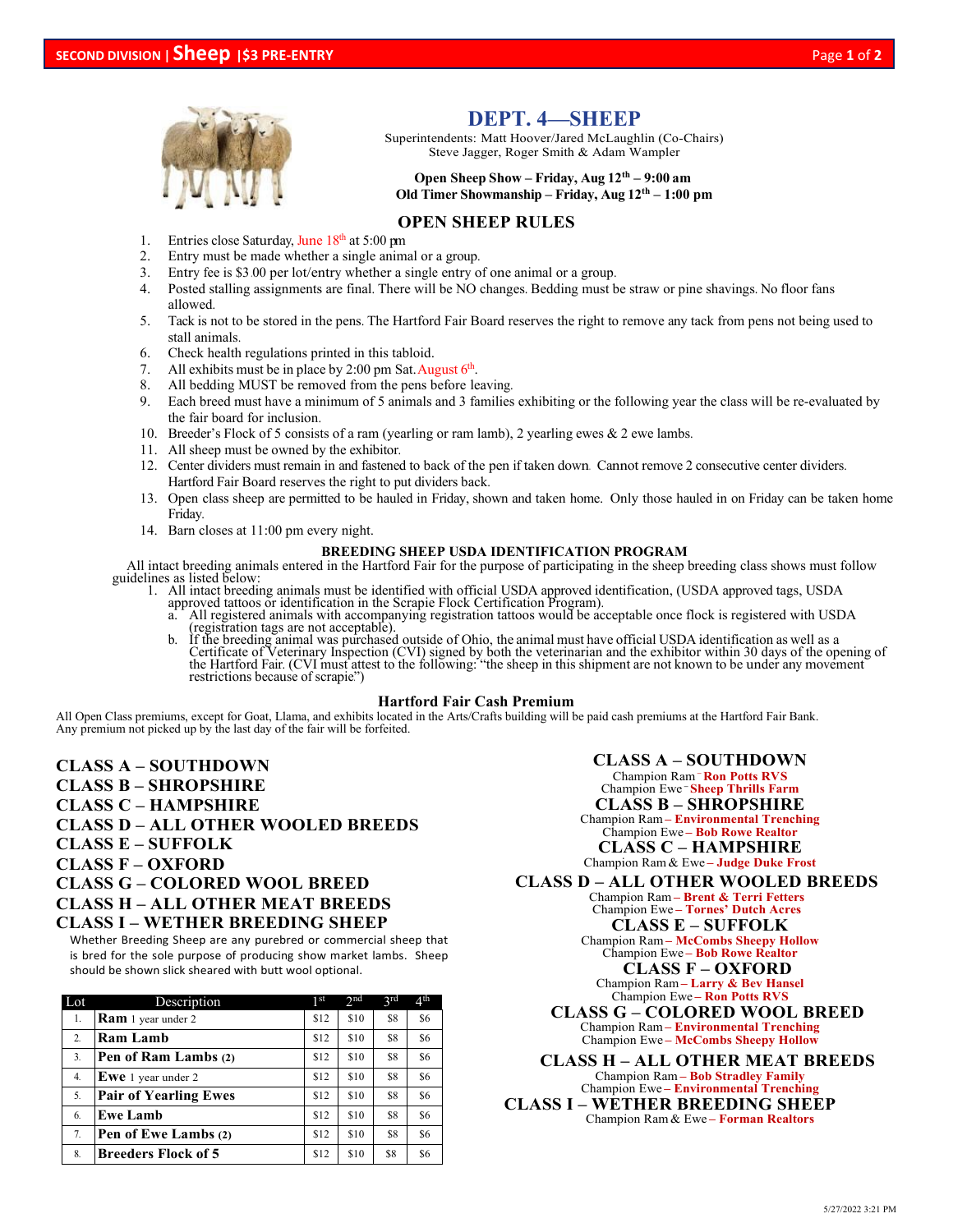# DEPT. 4—SHEEP

Superintendents: Matt Hoover/Jared McLaughlin (Co-Chairs)
Steve Jagger, Roger Smith & Adam Wampler

**Open Sheep Show – Friday, Aug 12th – 9:00 am**
**Old Timer Showmanship – Friday, Aug 12th – 1:00 pm**

## OPEN SHEEP RULES

1. Entries close Saturday, June 18th at 5:00 pm
2. Entry must be made whether a single animal or a group.
3. Entry fee is $3.00 per lot/entry whether a single entry of one animal or a group.
4. Posted stalling assignments are final. There will be NO changes. Bedding must be straw or pine shavings. No floor fans allowed.
5. Tack is not to be stored in the pens. The Hartford Fair Board reserves the right to remove any tack from pens not being used to stall animals.
6. Check health regulations printed in this tabloid.
7. All exhibits must be in place by 2:00 pm Sat. August 6th.
8. All bedding MUST be removed from the pens before leaving.
9. Each breed must have a minimum of 5 animals and 3 families exhibiting or the following year the class will be re-evaluated by the fair board for inclusion.
10. Breeder's Flock of 5 consists of a ram (yearling or ram lamb), 2 yearling ewes & 2 ewe lambs.
11. All sheep must be owned by the exhibitor.
12. Center dividers must remain in and fastened to back of the pen if taken down. Cannot remove 2 consecutive center dividers. Hartford Fair Board reserves the right to put dividers back.
13. Open class sheep are permitted to be hauled in Friday, shown and taken home. Only those hauled in on Friday can be taken home Friday.
14. Barn closes at 11:00 pm every night.

### BREEDING SHEEP USDA IDENTIFICATION PROGRAM

All intact breeding animals entered in the Hartford Fair for the purpose of participating in the sheep breeding class shows must follow guidelines as listed below:

1. All intact breeding animals must be identified with official USDA approved identification, (USDA approved tags, USDA approved tattoos or identification in the Scrapie Flock Certification Program).
   a. All registered animals with accompanying registration tattoos would be acceptable once flock is registered with USDA (registration tags are not acceptable).
   b. If the breeding animal was purchased outside of Ohio, the animal must have official USDA identification as well as a Certificate of Veterinary Inspection (CVI) signed by both the veterinarian and the exhibitor within 30 days of the opening of the Hartford Fair. (CVI must attest to the following: "the sheep in this shipment are not known to be under any movement restrictions because of scrapie.")

### Hartford Fair Cash Premium

All Open Class premiums, except for Goat, Llama, and exhibits located in the Arts/Crafts building will be paid cash premiums at the Hartford Fair Bank. Any premium not picked up by the last day of the fair will be forfeited.

**CLASS A – SOUTHDOWN**
**CLASS B – SHROPSHIRE**
**CLASS C – HAMPSHIRE**
**CLASS D – ALL OTHER WOOLED BREEDS**
**CLASS E – SUFFOLK**
**CLASS F – OXFORD**
**CLASS G – COLORED WOOL BREED**
**CLASS H – ALL OTHER MEAT BREEDS**
**CLASS I – WETHER BREEDING SHEEP**

Whether Breeding Sheep are any purebred or commercial sheep that is bred for the sole purpose of producing show market lambs. Sheep should be shown slick sheared with butt wool optional.

| Lot | Description | 1st | 2nd | 3rd | 4th |
|---|---|---|---|---|---|
| 1. | **Ram** 1 year under 2 | $12 | $10 | $8 | $6 |
| 2. | **Ram Lamb** | $12 | $10 | $8 | $6 |
| 3. | **Pen of Ram Lambs (2)** | $12 | $10 | $8 | $6 |
| 4. | **Ewe** 1 year under 2 | $12 | $10 | $8 | $6 |
| 5. | **Pair of Yearling Ewes** | $12 | $10 | $8 | $6 |
| 6. | **Ewe Lamb** | $12 | $10 | $8 | $6 |
| 7. | **Pen of Ewe Lambs (2)** | $12 | $10 | $8 | $6 |
| 8. | **Breeders Flock of 5** | $12 | $10 | $8 | $6 |

**CLASS A – SOUTHDOWN**
Champion Ram – Ron Potts RVS
Champion Ewe – Sheep Thrills Farm

**CLASS B – SHROPSHIRE**
Champion Ram – Environmental Trenching
Champion Ewe – Bob Rowe Realtor

**CLASS C – HAMPSHIRE**
Champion Ram & Ewe – Judge Duke Frost

**CLASS D – ALL OTHER WOOLED BREEDS**
Champion Ram – Brent & Terri Fetters
Champion Ewe – Tornes' Dutch Acres

**CLASS E – SUFFOLK**
Champion Ram – McCombs Sheepy Hollow
Champion Ewe – Bob Rowe Realtor

**CLASS F – OXFORD**
Champion Ram – Larry & Bev Hansel
Champion Ewe – Ron Potts RVS

**CLASS G – COLORED WOOL BREED**
Champion Ram – Environmental Trenching
Champion Ewe – McCombs Sheepy Hollow

**CLASS H – ALL OTHER MEAT BREEDS**
Champion Ram – Bob Stradley Family
Champion Ewe – Environmental Trenching

**CLASS I – WETHER BREEDING SHEEP**
Champion Ram & Ewe – Forman Realtors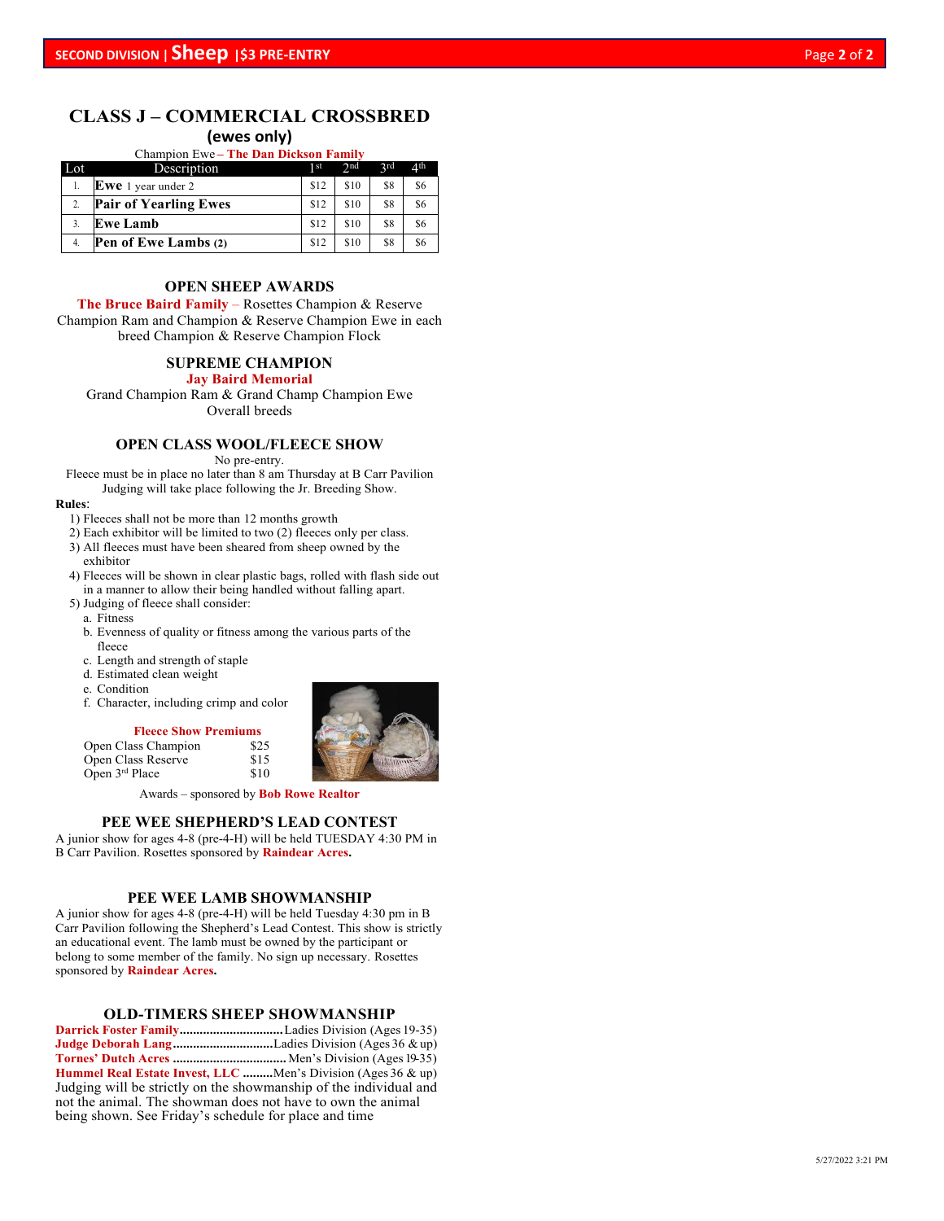# CLASS J – COMMERCIAL CROSSBRED

**(ewes only)**

Champion Ewe – **The Dan Dickson Family**

| Lot | Description | 1st | 2nd | 3rd | 4th |
|---|---|---|---|---|---|
| 1. | **Ewe** 1 year under 2 | $12 | $10 | $8 | $6 |
| 2. | **Pair of Yearling Ewes** | $12 | $10 | $8 | $6 |
| 3. | **Ewe Lamb** | $12 | $10 | $8 | $6 |
| 4. | **Pen of Ewe Lambs (2)** | $12 | $10 | $8 | $6 |

## OPEN SHEEP AWARDS

**The Bruce Baird Family** – Rosettes Champion & Reserve Champion Ram and Champion & Reserve Champion Ewe in each breed Champion & Reserve Champion Flock

## SUPREME CHAMPION

**Jay Baird Memorial**

Grand Champion Ram & Grand Champ Champion Ewe Overall breeds

## OPEN CLASS WOOL/FLEECE SHOW

No pre-entry.

Fleece must be in place no later than 8 am Thursday at B Carr Pavilion Judging will take place following the Jr. Breeding Show.

**Rules**:

1) Fleeces shall not be more than 12 months growth
2) Each exhibitor will be limited to two (2) fleeces only per class.
3) All fleeces must have been sheared from sheep owned by the exhibitor
4) Fleeces will be shown in clear plastic bags, rolled with flash side out in a manner to allow their being handled without falling apart.
5) Judging of fleece shall consider:
   a. Fitness
   b. Evenness of quality or fitness among the various parts of the fleece
   c. Length and strength of staple
   d. Estimated clean weight
   e. Condition
   f. Character, including crimp and color

**Fleece Show Premiums**

| | |
|---|---|
| Open Class Champion | $25 |
| Open Class Reserve | $15 |
| Open 3rd Place | $10 |

Awards – sponsored by **Bob Rowe Realtor**

## PEE WEE SHEPHERD'S LEAD CONTEST

A junior show for ages 4-8 (pre-4-H) will be held TUESDAY 4:30 PM in B Carr Pavilion. Rosettes sponsored by **Raindear Acres.**

## PEE WEE LAMB SHOWMANSHIP

A junior show for ages 4-8 (pre-4-H) will be held Tuesday 4:30 pm in B Carr Pavilion following the Shepherd's Lead Contest. This show is strictly an educational event. The lamb must be owned by the participant or belong to some member of the family. No sign up necessary. Rosettes sponsored by **Raindear Acres.**

## OLD-TIMERS SHEEP SHOWMANSHIP

**Darrick Foster Family**............................Ladies Division (Ages 19-35)
**Judge Deborah Lang**...........................Ladies Division (Ages 36 & up)
**Tornes' Dutch Acres** ..............................Men's Division (Ages 19-35)
**Hummel Real Estate Invest, LLC** .........Men's Division (Ages 36 & up)

Judging will be strictly on the showmanship of the individual and not the animal. The showman does not have to own the animal being shown. See Friday's schedule for place and time